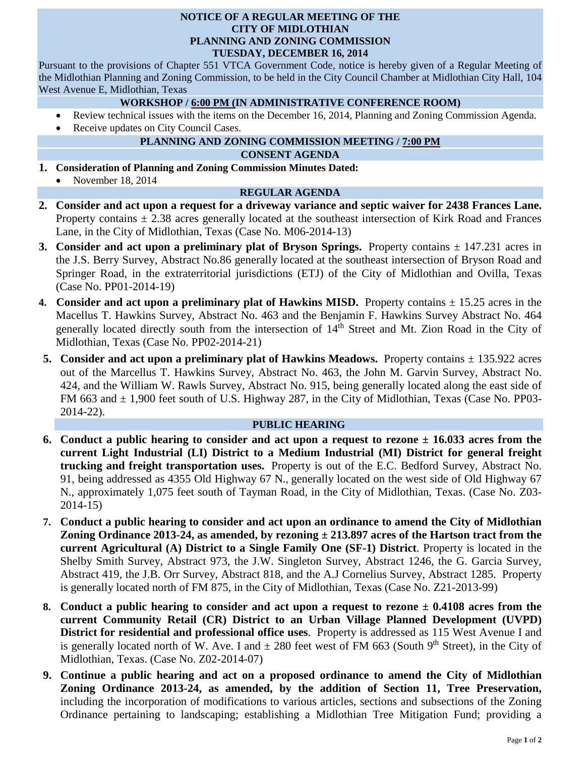# NOTICE OF A REGULAR MEETING OF THE CITY OF MIDLOTHIAN PLANNING AND ZONING COMMISSION TUESDAY, DECEMBER 16, 2014

Pursuant to the provisions of Chapter 551 VTCA Government Code, notice is hereby given of a Regular Meeting of the Midlothian Planning and Zoning Commission, to be held in the City Council Chamber at Midlothian City Hall, 104 West Avenue E, Midlothian, Texas

## WORKSHOP / 6:00 PM (IN ADMINISTRATIVE CONFERENCE ROOM)

- Review technical issues with the items on the December 16, 2014, Planning and Zoning Commission Agenda.
- Receive updates on City Council Cases.

## PLANNING AND ZONING COMMISSION MEETING / 7:00 PM

## CONSENT AGENDA

1. **Consideration of Planning and Zoning Commission Minutes Dated:**
   - November 18, 2014

## REGULAR AGENDA

2. **Consider and act upon a request for a driveway variance and septic waiver for 2438 Frances Lane.** Property contains ± 2.38 acres generally located at the southeast intersection of Kirk Road and Frances Lane, in the City of Midlothian, Texas (Case No. M06-2014-13)
3. **Consider and act upon a preliminary plat of Bryson Springs.** Property contains ± 147.231 acres in the J.S. Berry Survey, Abstract No.86 generally located at the southeast intersection of Bryson Road and Springer Road, in the extraterritorial jurisdictions (ETJ) of the City of Midlothian and Ovilla, Texas (Case No. PP01-2014-19)
4. **Consider and act upon a preliminary plat of Hawkins MISD.** Property contains ± 15.25 acres in the Macellus T. Hawkins Survey, Abstract No. 463 and the Benjamin F. Hawkins Survey Abstract No. 464 generally located directly south from the intersection of 14th Street and Mt. Zion Road in the City of Midlothian, Texas (Case No. PP02-2014-21)
5. **Consider and act upon a preliminary plat of Hawkins Meadows.** Property contains ± 135.922 acres out of the Marcellus T. Hawkins Survey, Abstract No. 463, the John M. Garvin Survey, Abstract No. 424, and the William W. Rawls Survey, Abstract No. 915, being generally located along the east side of FM 663 and ± 1,900 feet south of U.S. Highway 287, in the City of Midlothian, Texas (Case No. PP03-2014-22).

## PUBLIC HEARING

6. **Conduct a public hearing to consider and act upon a request to rezone ± 16.033 acres from the current Light Industrial (LI) District to a Medium Industrial (MI) District for general freight trucking and freight transportation uses.** Property is out of the E.C. Bedford Survey, Abstract No. 91, being addressed as 4355 Old Highway 67 N., generally located on the west side of Old Highway 67 N., approximately 1,075 feet south of Tayman Road, in the City of Midlothian, Texas. (Case No. Z03-2014-15)
7. **Conduct a public hearing to consider and act upon an ordinance to amend the City of Midlothian Zoning Ordinance 2013-24, as amended, by rezoning ± 213.897 acres of the Hartson tract from the current Agricultural (A) District to a Single Family One (SF-1) District**. Property is located in the Shelby Smith Survey, Abstract 973, the J.W. Singleton Survey, Abstract 1246, the G. Garcia Survey, Abstract 419, the J.B. Orr Survey, Abstract 818, and the A.J Cornelius Survey, Abstract 1285. Property is generally located north of FM 875, in the City of Midlothian, Texas (Case No. Z21-2013-99)
8. **Conduct a public hearing to consider and act upon a request to rezone ± 0.4108 acres from the current Community Retail (CR) District to an Urban Village Planned Development (UVPD) District for residential and professional office uses**. Property is addressed as 115 West Avenue I and is generally located north of W. Ave. I and ± 280 feet west of FM 663 (South 9th Street), in the City of Midlothian, Texas. (Case No. Z02-2014-07)
9. **Continue a public hearing and act on a proposed ordinance to amend the City of Midlothian Zoning Ordinance 2013-24, as amended, by the addition of Section 11, Tree Preservation,** including the incorporation of modifications to various articles, sections and subsections of the Zoning Ordinance pertaining to landscaping; establishing a Midlothian Tree Mitigation Fund; providing a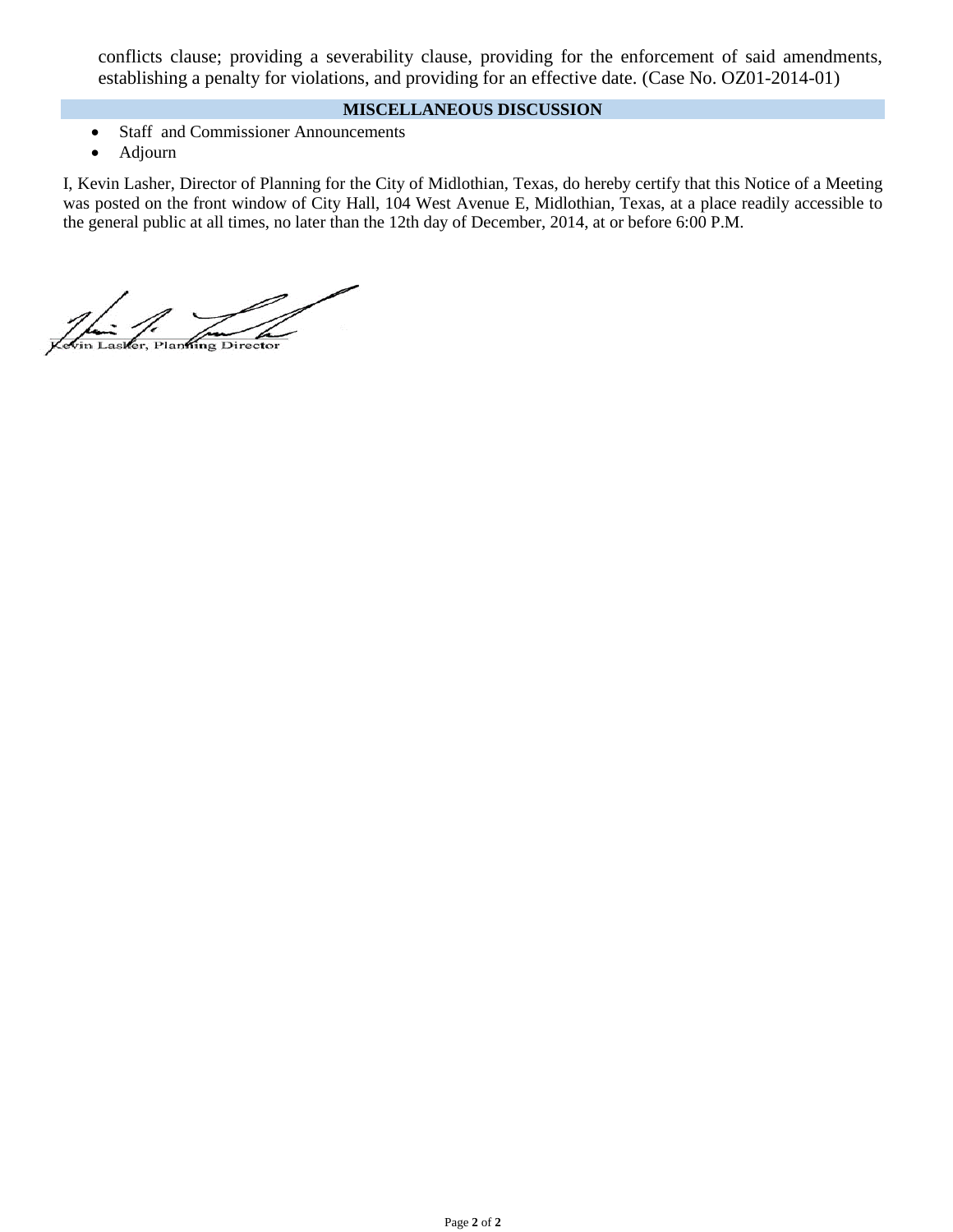conflicts clause; providing a severability clause, providing for the enforcement of said amendments, establishing a penalty for violations, and providing for an effective date. (Case No. OZ01-2014-01)

## MISCELLANEOUS DISCUSSION

- Staff and Commissioner Announcements
- Adjourn

I, Kevin Lasher, Director of Planning for the City of Midlothian, Texas, do hereby certify that this Notice of a Meeting was posted on the front window of City Hall, 104 West Avenue E, Midlothian, Texas, at a place readily accessible to the general public at all times, no later than the 12th day of December, 2014, at or before 6:00 P.M.

Kevin Lasher, Planning Director